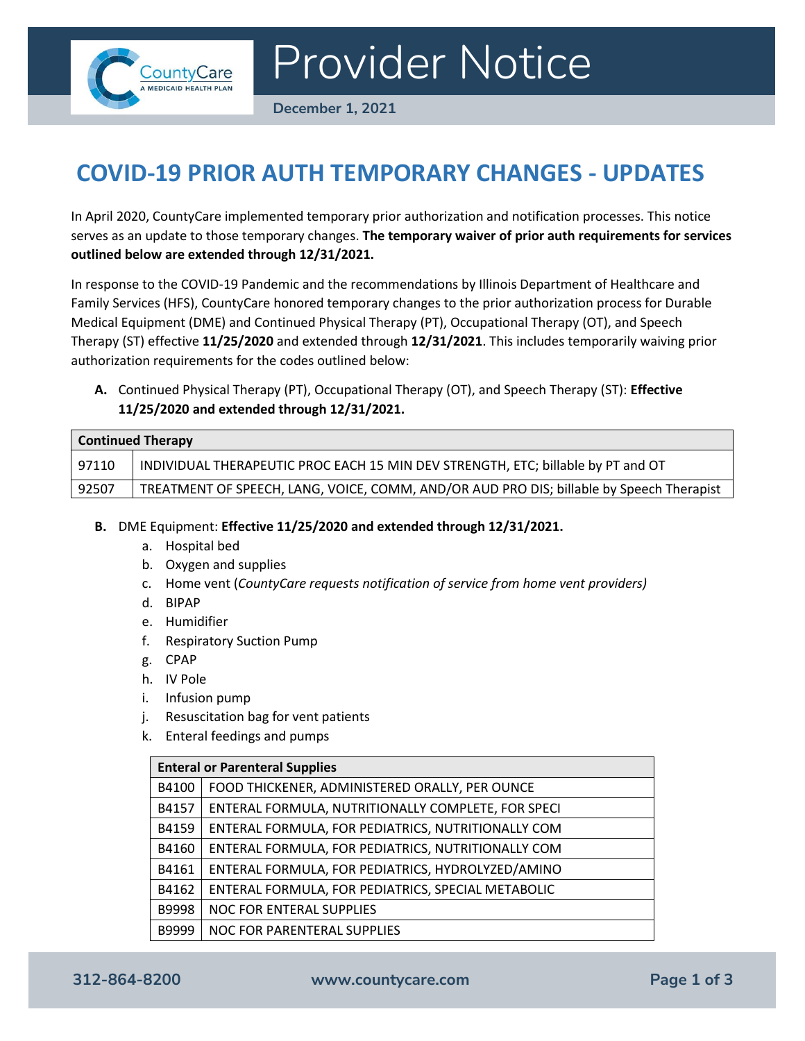# Provider Notice

**December 1, 2021**

## COVID-19 PRIOR AUTH TEMPORARY CHANGES - UPDATES

In April 2020, CountyCare implemented temporary prior authorization and notification processes. This notice serves as an update to those temporary changes. **The temporary waiver of prior auth requirements for services outlined below are extended through 12/31/2021.**

In response to the COVID-19 Pandemic and the recommendations by Illinois Department of Healthcare and Family Services (HFS), CountyCare honored temporary changes to the prior authorization process for Durable Medical Equipment (DME) and Continued Physical Therapy (PT), Occupational Therapy (OT), and Speech Therapy (ST) effective **11/25/2020** and extended through **12/31/2021**. This includes temporarily waiving prior authorization requirements for the codes outlined below:

**A.** Continued Physical Therapy (PT), Occupational Therapy (OT), and Speech Therapy (ST): **Effective 11/25/2020 and extended through 12/31/2021.**

| Continued Therapy | |
|---|---|
| 97110 | INDIVIDUAL THERAPEUTIC PROC EACH 15 MIN DEV STRENGTH, ETC; billable by PT and OT |
| 92507 | TREATMENT OF SPEECH, LANG, VOICE, COMM, AND/OR AUD PRO DIS; billable by Speech Therapist |

**B.** DME Equipment: **Effective 11/25/2020 and extended through 12/31/2021.**

a. Hospital bed
b. Oxygen and supplies
c. Home vent (*CountyCare requests notification of service from home vent providers)*
d. BIPAP
e. Humidifier
f. Respiratory Suction Pump
g. CPAP
h. IV Pole
i. Infusion pump
j. Resuscitation bag for vent patients
k. Enteral feedings and pumps

| Enteral or Parenteral Supplies | |
|---|---|
| B4100 | FOOD THICKENER, ADMINISTERED ORALLY, PER OUNCE |
| B4157 | ENTERAL FORMULA, NUTRITIONALLY COMPLETE, FOR SPECI |
| B4159 | ENTERAL FORMULA, FOR PEDIATRICS, NUTRITIONALLY COM |
| B4160 | ENTERAL FORMULA, FOR PEDIATRICS, NUTRITIONALLY COM |
| B4161 | ENTERAL FORMULA, FOR PEDIATRICS, HYDROLYZED/AMINO |
| B4162 | ENTERAL FORMULA, FOR PEDIATRICS, SPECIAL METABOLIC |
| B9998 | NOC FOR ENTERAL SUPPLIES |
| B9999 | NOC FOR PARENTERAL SUPPLIES |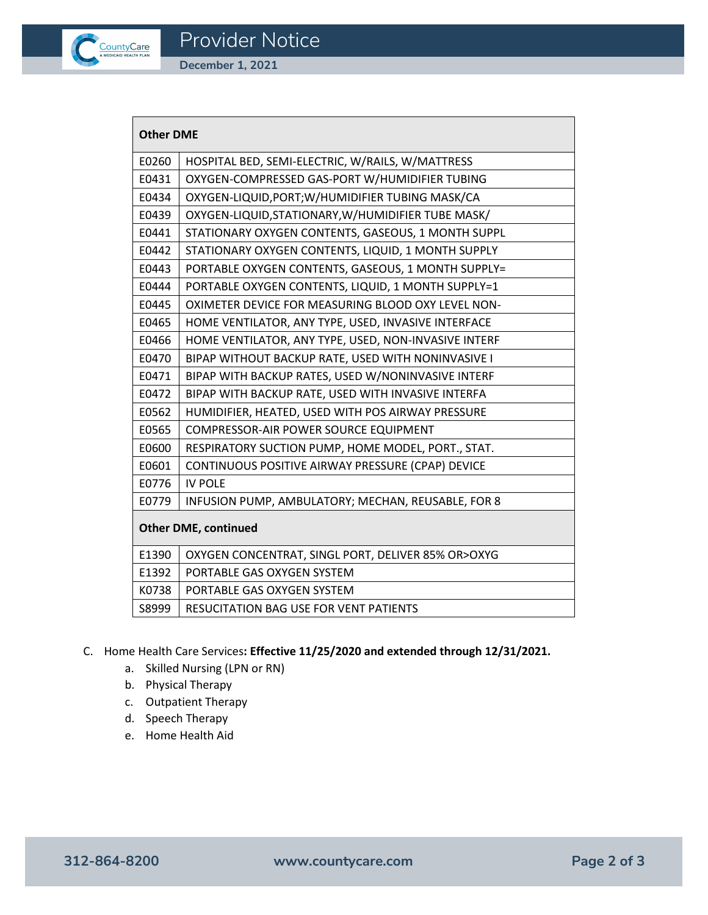| Other DME | |
|---|---|
| E0260 | HOSPITAL BED, SEMI-ELECTRIC, W/RAILS, W/MATTRESS |
| E0431 | OXYGEN-COMPRESSED GAS-PORT W/HUMIDIFIER TUBING |
| E0434 | OXYGEN-LIQUID,PORT;W/HUMIDIFIER TUBING MASK/CA |
| E0439 | OXYGEN-LIQUID,STATIONARY,W/HUMIDIFIER TUBE MASK/ |
| E0441 | STATIONARY OXYGEN CONTENTS, GASEOUS, 1 MONTH SUPPL |
| E0442 | STATIONARY OXYGEN CONTENTS, LIQUID, 1 MONTH SUPPLY |
| E0443 | PORTABLE OXYGEN CONTENTS, GASEOUS, 1 MONTH SUPPLY= |
| E0444 | PORTABLE OXYGEN CONTENTS, LIQUID, 1 MONTH SUPPLY=1 |
| E0445 | OXIMETER DEVICE FOR MEASURING BLOOD OXY LEVEL NON- |
| E0465 | HOME VENTILATOR, ANY TYPE, USED, INVASIVE INTERFACE |
| E0466 | HOME VENTILATOR, ANY TYPE, USED, NON-INVASIVE INTERF |
| E0470 | BIPAP WITHOUT BACKUP RATE, USED WITH NONINVASIVE I |
| E0471 | BIPAP WITH BACKUP RATES, USED W/NONINVASIVE INTERF |
| E0472 | BIPAP WITH BACKUP RATE, USED WITH INVASIVE INTERFA |
| E0562 | HUMIDIFIER, HEATED, USED WITH POS AIRWAY PRESSURE |
| E0565 | COMPRESSOR-AIR POWER SOURCE EQUIPMENT |
| E0600 | RESPIRATORY SUCTION PUMP, HOME MODEL, PORT., STAT. |
| E0601 | CONTINUOUS POSITIVE AIRWAY PRESSURE (CPAP) DEVICE |
| E0776 | IV POLE |
| E0779 | INFUSION PUMP, AMBULATORY; MECHAN, REUSABLE, FOR 8 |
| **Other DME, continued** | |
| E1390 | OXYGEN CONCENTRAT, SINGL PORT, DELIVER 85% OR>OXYG |
| E1392 | PORTABLE GAS OXYGEN SYSTEM |
| K0738 | PORTABLE GAS OXYGEN SYSTEM |
| S8999 | RESUCITATION BAG USE FOR VENT PATIENTS |

C. Home Health Care Services**: Effective 11/25/2020 and extended through 12/31/2021.**

   a. Skilled Nursing (LPN or RN)
   b. Physical Therapy
   c. Outpatient Therapy
   d. Speech Therapy
   e. Home Health Aid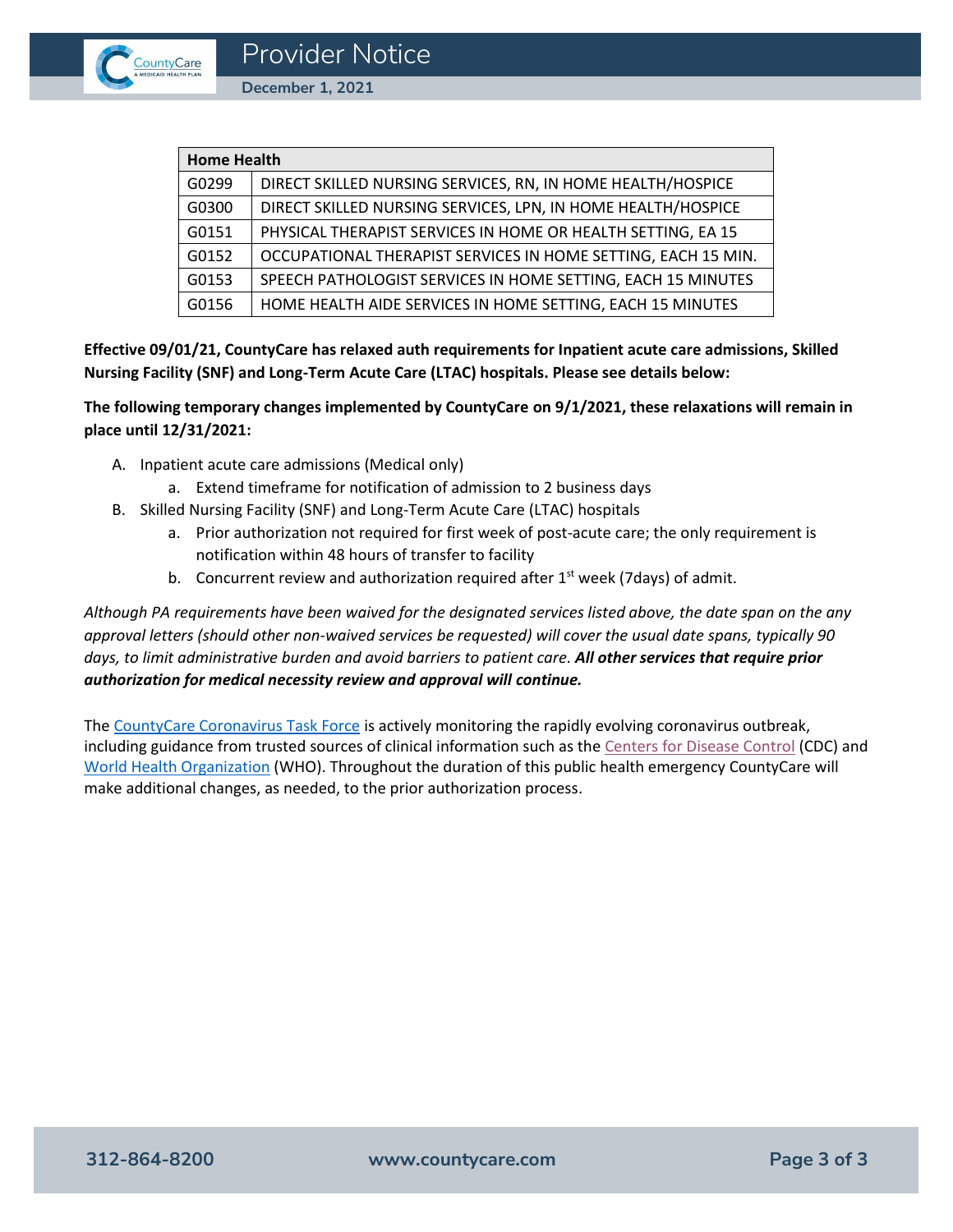| Home Health | |
|---|---|
| G0299 | DIRECT SKILLED NURSING SERVICES, RN, IN HOME HEALTH/HOSPICE |
| G0300 | DIRECT SKILLED NURSING SERVICES, LPN, IN HOME HEALTH/HOSPICE |
| G0151 | PHYSICAL THERAPIST SERVICES IN HOME OR HEALTH SETTING, EA 15 |
| G0152 | OCCUPATIONAL THERAPIST SERVICES IN HOME SETTING, EACH 15 MIN. |
| G0153 | SPEECH PATHOLOGIST SERVICES IN HOME SETTING, EACH 15 MINUTES |
| G0156 | HOME HEALTH AIDE SERVICES IN HOME SETTING, EACH 15 MINUTES |

**Effective 09/01/21, CountyCare has relaxed auth requirements for Inpatient acute care admissions, Skilled Nursing Facility (SNF) and Long-Term Acute Care (LTAC) hospitals. Please see details below:**

**The following temporary changes implemented by CountyCare on 9/1/2021, these relaxations will remain in place until 12/31/2021:**

A. Inpatient acute care admissions (Medical only)
    a. Extend timeframe for notification of admission to 2 business days
B. Skilled Nursing Facility (SNF) and Long-Term Acute Care (LTAC) hospitals
    a. Prior authorization not required for first week of post-acute care; the only requirement is notification within 48 hours of transfer to facility
    b. Concurrent review and authorization required after 1st week (7days) of admit.

*Although PA requirements have been waived for the designated services listed above, the date span on the any approval letters (should other non-waived services be requested) will cover the usual date spans, typically 90 days, to limit administrative burden and avoid barriers to patient care.* ***All other services that require prior authorization for medical necessity review and approval will continue.***

The CountyCare Coronavirus Task Force is actively monitoring the rapidly evolving coronavirus outbreak, including guidance from trusted sources of clinical information such as the Centers for Disease Control (CDC) and World Health Organization (WHO). Throughout the duration of this public health emergency CountyCare will make additional changes, as needed, to the prior authorization process.